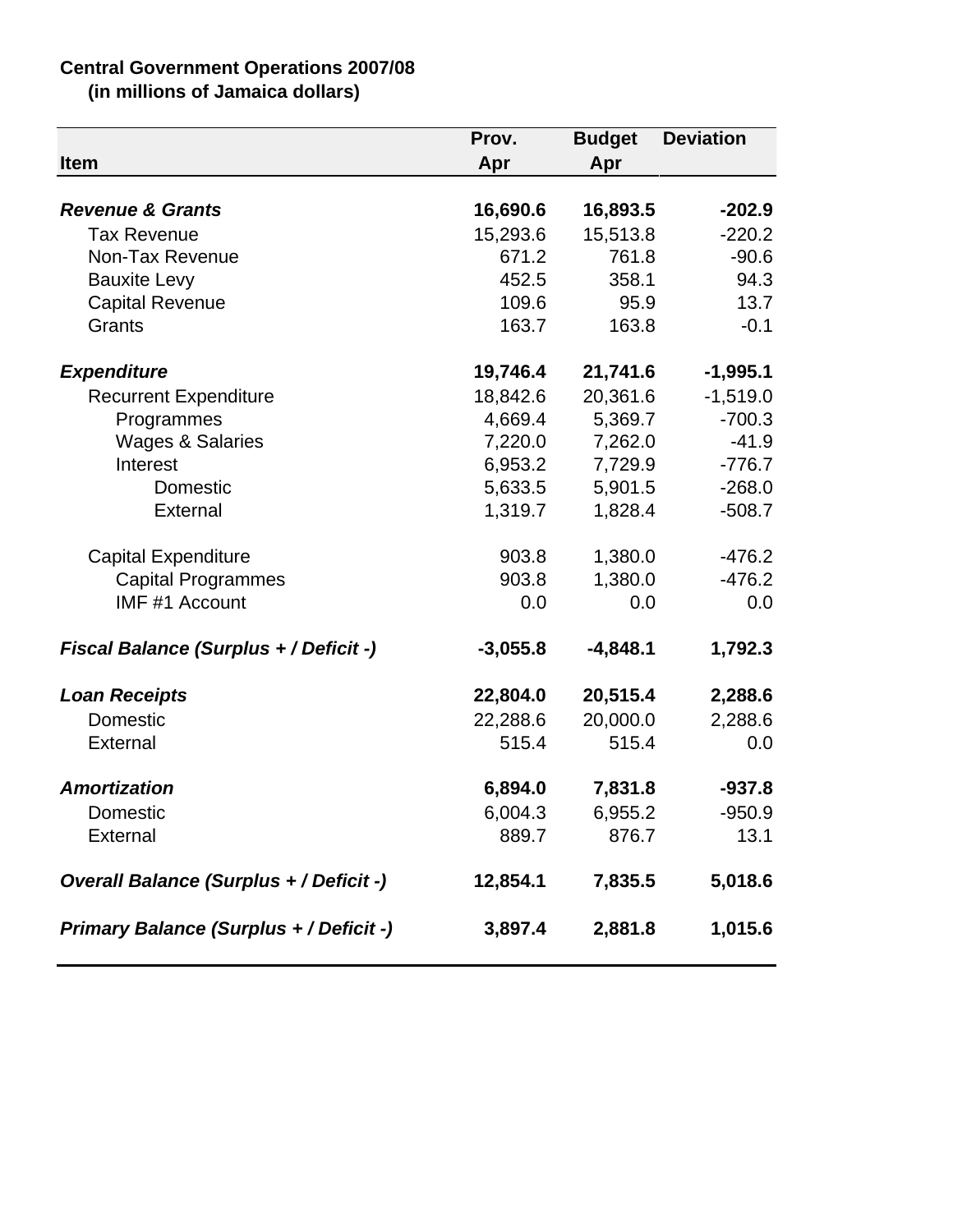**Central Government Operations 2007/08**
**(in millions of Jamaica dollars)**

| Item | Prov. Apr | Budget Apr | Deviation |
|---|---|---|---|
| ***Revenue & Grants*** | **16,690.6** | **16,893.5** | **-202.9** |
| Tax Revenue | 15,293.6 | 15,513.8 | -220.2 |
| Non-Tax Revenue | 671.2 | 761.8 | -90.6 |
| Bauxite Levy | 452.5 | 358.1 | 94.3 |
| Capital Revenue | 109.6 | 95.9 | 13.7 |
| Grants | 163.7 | 163.8 | -0.1 |
| ***Expenditure*** | **19,746.4** | **21,741.6** | **-1,995.1** |
| Recurrent Expenditure | 18,842.6 | 20,361.6 | -1,519.0 |
| Programmes | 4,669.4 | 5,369.7 | -700.3 |
| Wages & Salaries | 7,220.0 | 7,262.0 | -41.9 |
| Interest | 6,953.2 | 7,729.9 | -776.7 |
| Domestic | 5,633.5 | 5,901.5 | -268.0 |
| External | 1,319.7 | 1,828.4 | -508.7 |
| Capital Expenditure | 903.8 | 1,380.0 | -476.2 |
| Capital Programmes | 903.8 | 1,380.0 | -476.2 |
| IMF #1 Account | 0.0 | 0.0 | 0.0 |
| ***Fiscal Balance (Surplus + / Deficit -)*** | **-3,055.8** | **-4,848.1** | **1,792.3** |
| ***Loan Receipts*** | **22,804.0** | **20,515.4** | **2,288.6** |
| Domestic | 22,288.6 | 20,000.0 | 2,288.6 |
| External | 515.4 | 515.4 | 0.0 |
| ***Amortization*** | **6,894.0** | **7,831.8** | **-937.8** |
| Domestic | 6,004.3 | 6,955.2 | -950.9 |
| External | 889.7 | 876.7 | 13.1 |
| ***Overall Balance (Surplus + / Deficit -)*** | **12,854.1** | **7,835.5** | **5,018.6** |
| ***Primary Balance (Surplus + / Deficit -)*** | **3,897.4** | **2,881.8** | **1,015.6** |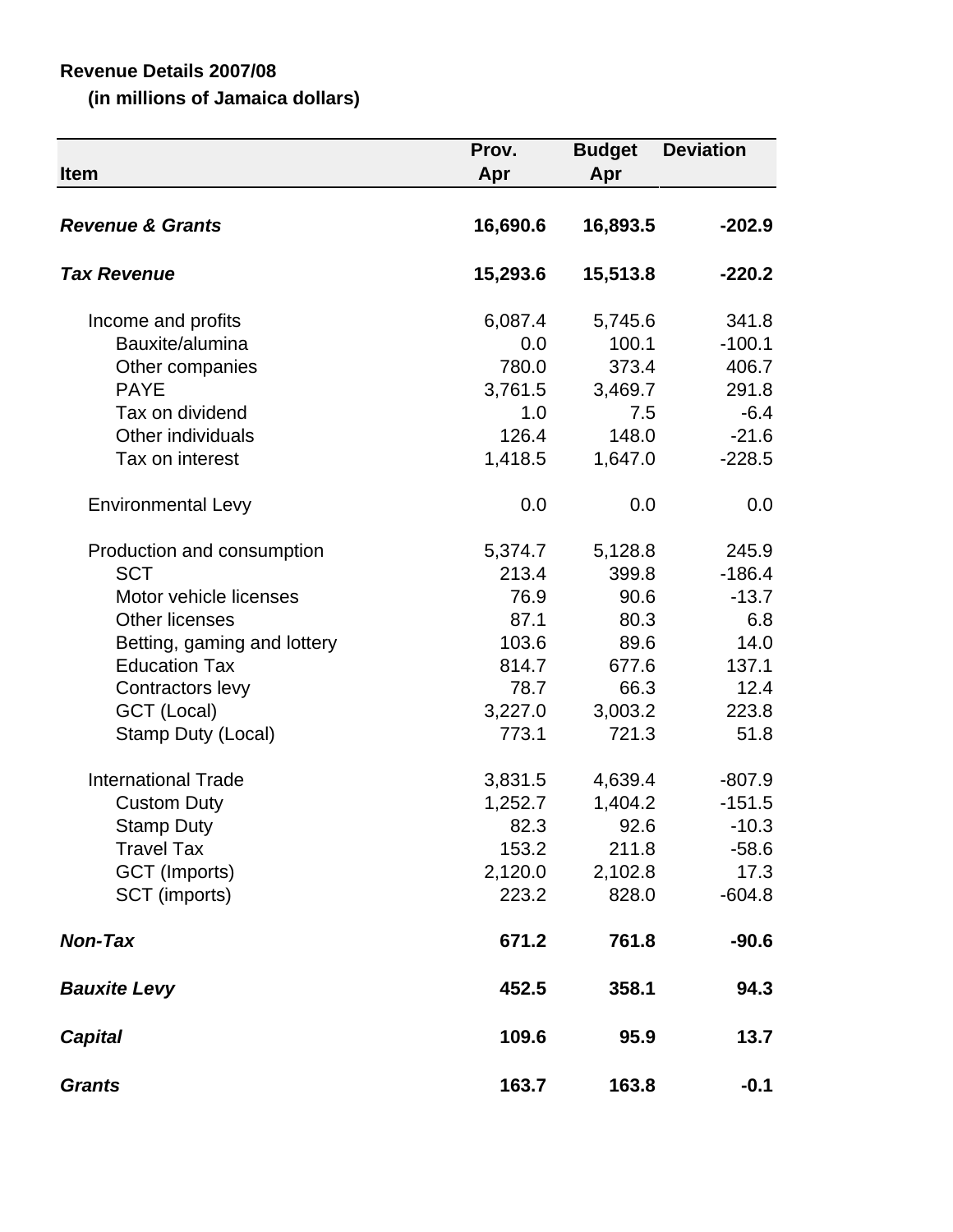**Revenue Details 2007/08**

**(in millions of Jamaica dollars)**

| Item | Prov. Apr | Budget Apr | Deviation |
|---|---|---|---|
| ***Revenue & Grants*** | **16,690.6** | **16,893.5** | **-202.9** |
| ***Tax Revenue*** | **15,293.6** | **15,513.8** | **-220.2** |
| Income and profits | 6,087.4 | 5,745.6 | 341.8 |
| Bauxite/alumina | 0.0 | 100.1 | -100.1 |
| Other companies | 780.0 | 373.4 | 406.7 |
| PAYE | 3,761.5 | 3,469.7 | 291.8 |
| Tax on dividend | 1.0 | 7.5 | -6.4 |
| Other individuals | 126.4 | 148.0 | -21.6 |
| Tax on interest | 1,418.5 | 1,647.0 | -228.5 |
| Environmental Levy | 0.0 | 0.0 | 0.0 |
| Production and consumption | 5,374.7 | 5,128.8 | 245.9 |
| SCT | 213.4 | 399.8 | -186.4 |
| Motor vehicle licenses | 76.9 | 90.6 | -13.7 |
| Other licenses | 87.1 | 80.3 | 6.8 |
| Betting, gaming and lottery | 103.6 | 89.6 | 14.0 |
| Education Tax | 814.7 | 677.6 | 137.1 |
| Contractors levy | 78.7 | 66.3 | 12.4 |
| GCT (Local) | 3,227.0 | 3,003.2 | 223.8 |
| Stamp Duty (Local) | 773.1 | 721.3 | 51.8 |
| International Trade | 3,831.5 | 4,639.4 | -807.9 |
| Custom Duty | 1,252.7 | 1,404.2 | -151.5 |
| Stamp Duty | 82.3 | 92.6 | -10.3 |
| Travel Tax | 153.2 | 211.8 | -58.6 |
| GCT (Imports) | 2,120.0 | 2,102.8 | 17.3 |
| SCT (imports) | 223.2 | 828.0 | -604.8 |
| ***Non-Tax*** | **671.2** | **761.8** | **-90.6** |
| ***Bauxite Levy*** | **452.5** | **358.1** | **94.3** |
| ***Capital*** | **109.6** | **95.9** | **13.7** |
| ***Grants*** | **163.7** | **163.8** | **-0.1** |